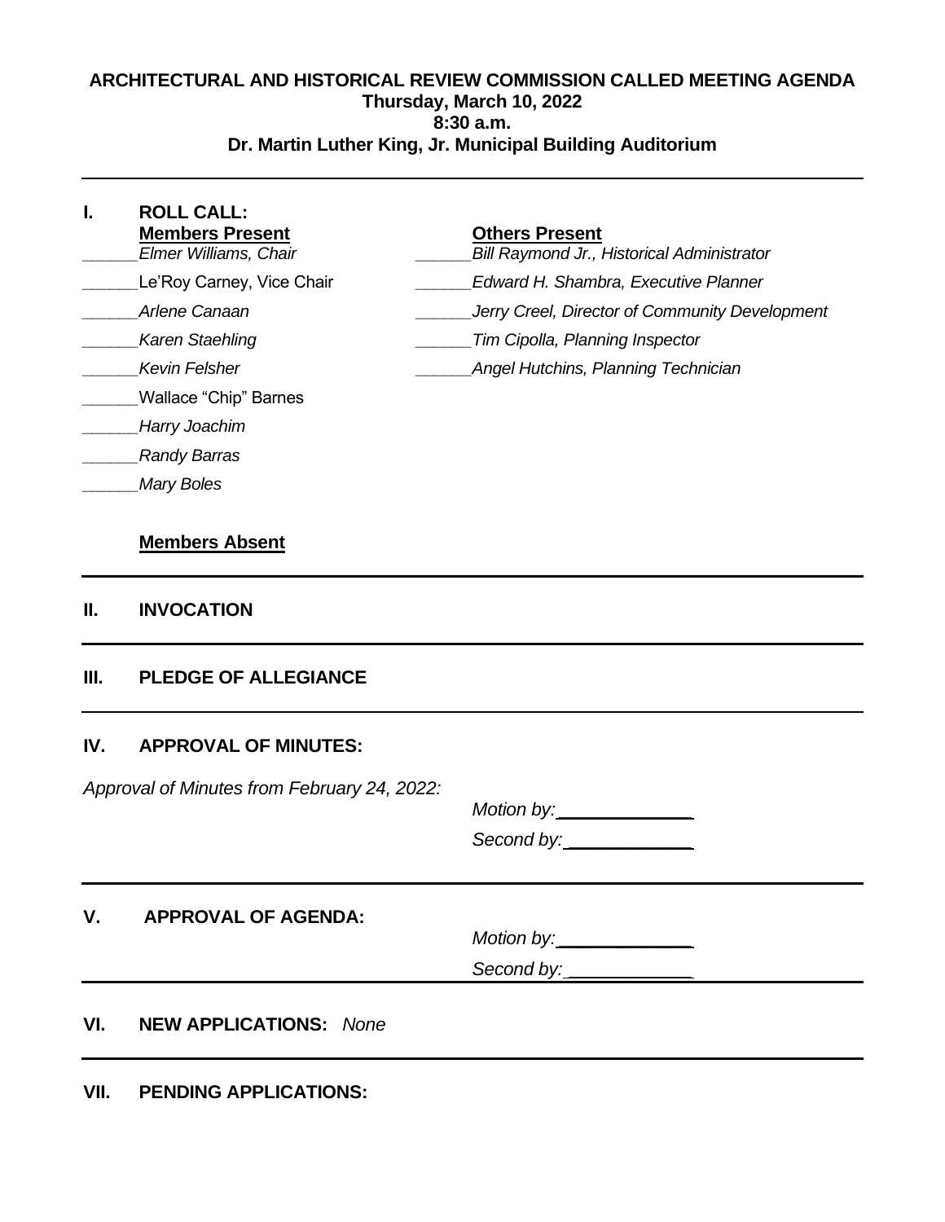# ARCHITECTURAL AND HISTORICAL REVIEW COMMISSION CALLED MEETING AGENDA

**Thursday, March 10, 2022**
**8:30 a.m.**
**Dr. Martin Luther King, Jr. Municipal Building Auditorium**

---

## I. ROLL CALL:

| **Members Present** | **Others Present** |
|---|---|
| ______*Elmer Williams, Chair* | ______*Bill Raymond Jr., Historical Administrator* |
| ______Le'Roy Carney, Vice Chair | ______*Edward H. Shambra, Executive Planner* |
| ______*Arlene Canaan* | ______*Jerry Creel, Director of Community Development* |
| ______*Karen Staehling* | ______*Tim Cipolla, Planning Inspector* |
| ______*Kevin Felsher* | ______*Angel Hutchins, Planning Technician* |
| ______Wallace "Chip" Barnes | |
| ______*Harry Joachim* | |
| ______*Randy Barras* | |
| ______*Mary Boles* | |

**Members Absent**

---

## II. INVOCATION

---

## III. PLEDGE OF ALLEGIANCE

---

## IV. APPROVAL OF MINUTES:

*Approval of Minutes from February 24, 2022:*

*Motion by:* ______________

*Second by:* ______________

---

## V. APPROVAL OF AGENDA:

*Motion by:* ______________

*Second by:* ______________

---

## VI. NEW APPLICATIONS: *None*

---

## VII. PENDING APPLICATIONS: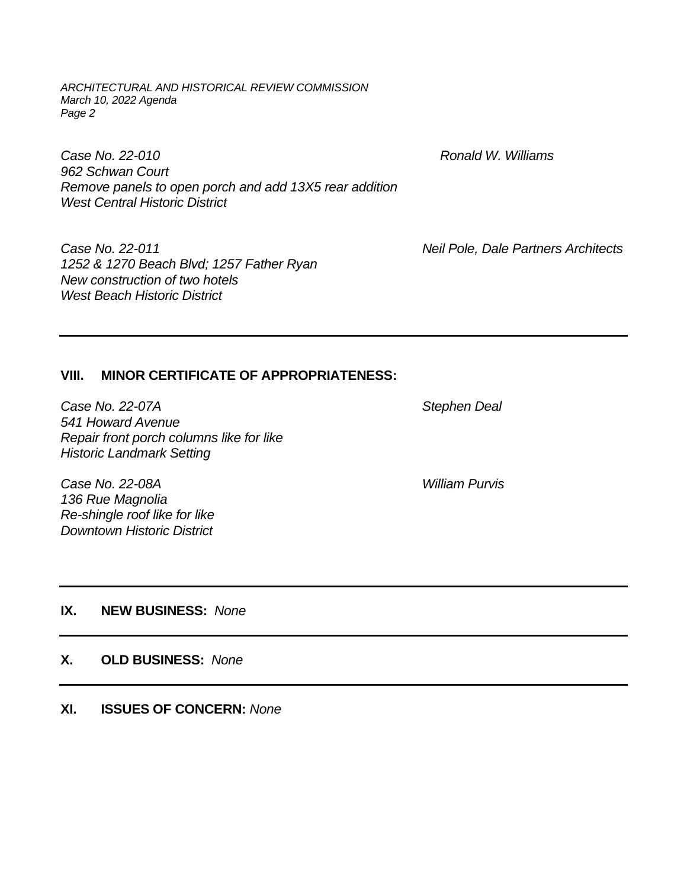*Case No. 22-010* *Ronald W. Williams*
*962 Schwan Court*
*Remove panels to open porch and add 13X5 rear addition*
*West Central Historic District*

*Case No. 22-011* *Neil Pole, Dale Partners Architects*
*1252 & 1270 Beach Blvd; 1257 Father Ryan*
*New construction of two hotels*
*West Beach Historic District*

---

## VIII. MINOR CERTIFICATE OF APPROPRIATENESS:

*Case No. 22-07A* *Stephen Deal*
*541 Howard Avenue*
*Repair front porch columns like for like*
*Historic Landmark Setting*

*Case No. 22-08A* *William Purvis*
*136 Rue Magnolia*
*Re-shingle roof like for like*
*Downtown Historic District*

---

## IX. NEW BUSINESS: *None*

---

## X. OLD BUSINESS: *None*

---

## XI. ISSUES OF CONCERN: *None*